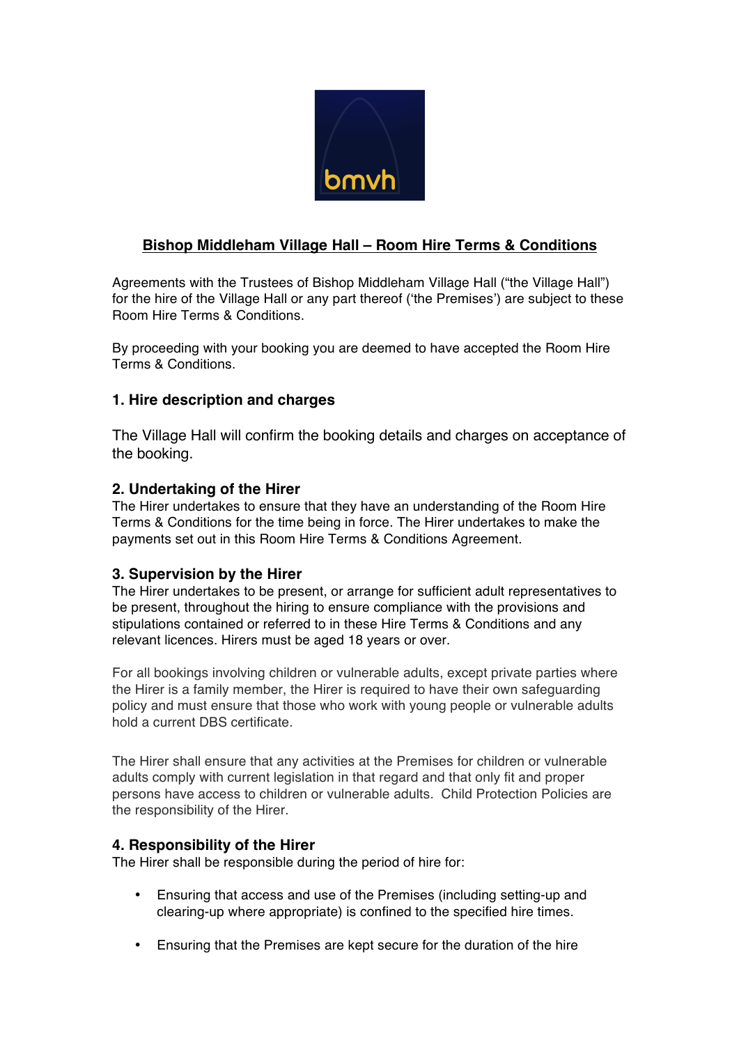bmvh

# Bishop Middleham Village Hall – Room Hire Terms & Conditions

Agreements with the Trustees of Bishop Middleham Village Hall ("the Village Hall") for the hire of the Village Hall or any part thereof ('the Premises') are subject to these Room Hire Terms & Conditions.

By proceeding with your booking you are deemed to have accepted the Room Hire Terms & Conditions.

## 1. Hire description and charges

The Village Hall will confirm the booking details and charges on acceptance of the booking.

## 2. Undertaking of the Hirer

The Hirer undertakes to ensure that they have an understanding of the Room Hire Terms & Conditions for the time being in force. The Hirer undertakes to make the payments set out in this Room Hire Terms & Conditions Agreement.

## 3. Supervision by the Hirer

The Hirer undertakes to be present, or arrange for sufficient adult representatives to be present, throughout the hiring to ensure compliance with the provisions and stipulations contained or referred to in these Hire Terms & Conditions and any relevant licences. Hirers must be aged 18 years or over.

For all bookings involving children or vulnerable adults, except private parties where the Hirer is a family member, the Hirer is required to have their own safeguarding policy and must ensure that those who work with young people or vulnerable adults hold a current DBS certificate.

The Hirer shall ensure that any activities at the Premises for children or vulnerable adults comply with current legislation in that regard and that only fit and proper persons have access to children or vulnerable adults. Child Protection Policies are the responsibility of the Hirer.

## 4. Responsibility of the Hirer

The Hirer shall be responsible during the period of hire for:

- Ensuring that access and use of the Premises (including setting-up and clearing-up where appropriate) is confined to the specified hire times.
- Ensuring that the Premises are kept secure for the duration of the hire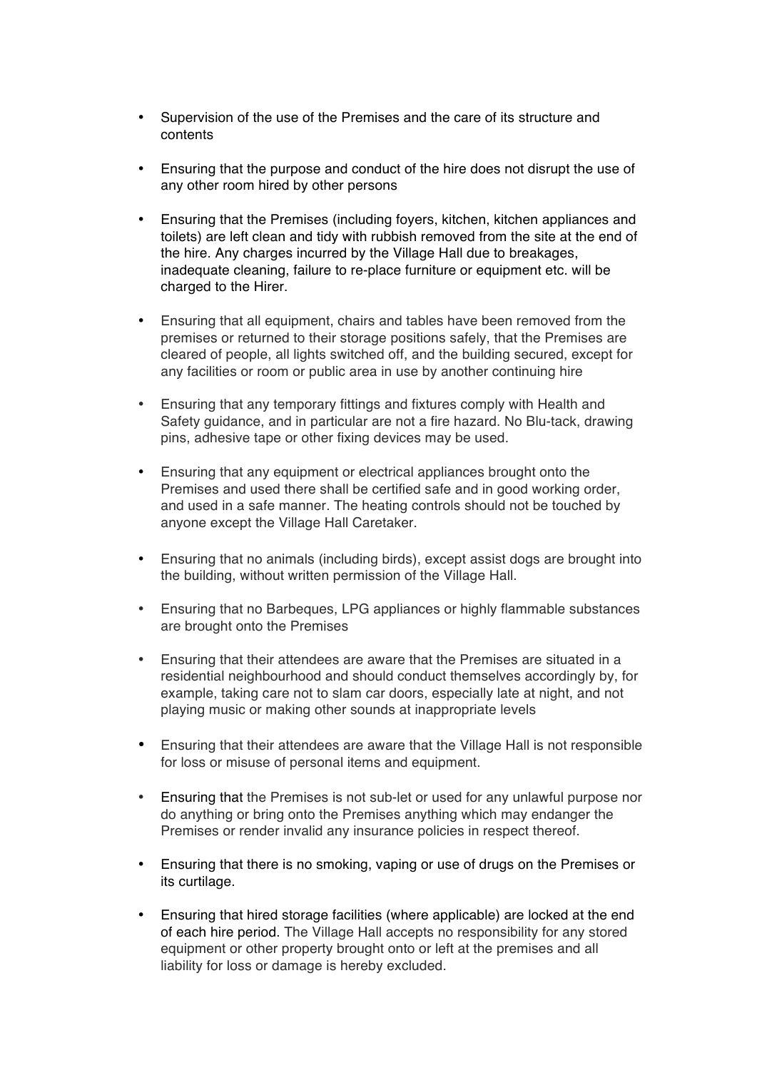- Supervision of the use of the Premises and the care of its structure and contents

- Ensuring that the purpose and conduct of the hire does not disrupt the use of any other room hired by other persons

- Ensuring that the Premises (including foyers, kitchen, kitchen appliances and toilets) are left clean and tidy with rubbish removed from the site at the end of the hire. Any charges incurred by the Village Hall due to breakages, inadequate cleaning, failure to re-place furniture or equipment etc. will be charged to the Hirer.

- Ensuring that all equipment, chairs and tables have been removed from the premises or returned to their storage positions safely, that the Premises are cleared of people, all lights switched off, and the building secured, except for any facilities or room or public area in use by another continuing hire

- Ensuring that any temporary fittings and fixtures comply with Health and Safety guidance, and in particular are not a fire hazard. No Blu-tack, drawing pins, adhesive tape or other fixing devices may be used.

- Ensuring that any equipment or electrical appliances brought onto the Premises and used there shall be certified safe and in good working order, and used in a safe manner. The heating controls should not be touched by anyone except the Village Hall Caretaker.

- Ensuring that no animals (including birds), except assist dogs are brought into the building, without written permission of the Village Hall.

- Ensuring that no Barbeques, LPG appliances or highly flammable substances are brought onto the Premises

- Ensuring that their attendees are aware that the Premises are situated in a residential neighbourhood and should conduct themselves accordingly by, for example, taking care not to slam car doors, especially late at night, and not playing music or making other sounds at inappropriate levels

- Ensuring that their attendees are aware that the Village Hall is not responsible for loss or misuse of personal items and equipment.

- Ensuring that the Premises is not sub-let or used for any unlawful purpose nor do anything or bring onto the Premises anything which may endanger the Premises or render invalid any insurance policies in respect thereof.

- Ensuring that there is no smoking, vaping or use of drugs on the Premises or its curtilage.

- Ensuring that hired storage facilities (where applicable) are locked at the end of each hire period. The Village Hall accepts no responsibility for any stored equipment or other property brought onto or left at the premises and all liability for loss or damage is hereby excluded.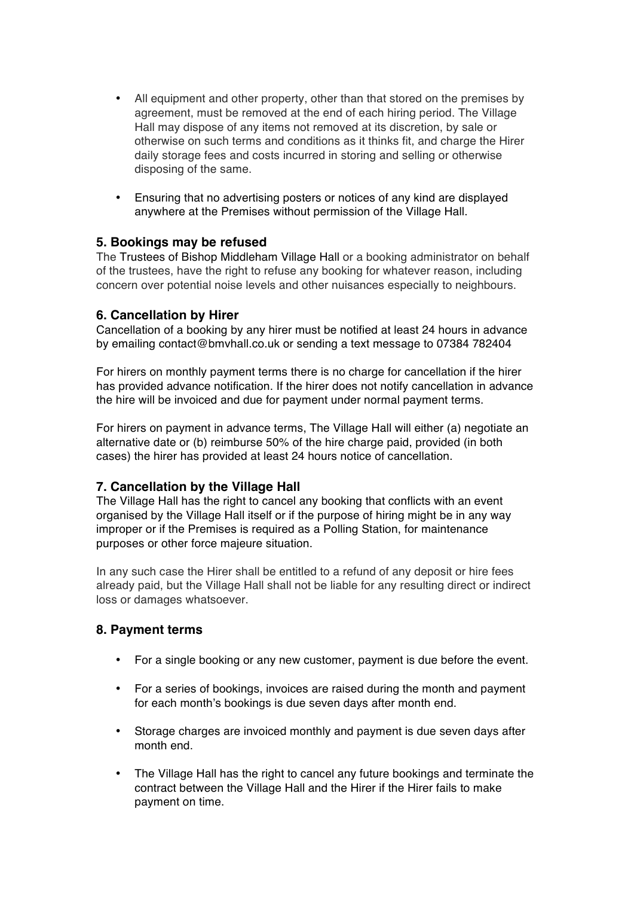- All equipment and other property, other than that stored on the premises by agreement, must be removed at the end of each hiring period. The Village Hall may dispose of any items not removed at its discretion, by sale or otherwise on such terms and conditions as it thinks fit, and charge the Hirer daily storage fees and costs incurred in storing and selling or otherwise disposing of the same.

- Ensuring that no advertising posters or notices of any kind are displayed anywhere at the Premises without permission of the Village Hall.

### 5. Bookings may be refused

The Trustees of Bishop Middleham Village Hall or a booking administrator on behalf of the trustees, have the right to refuse any booking for whatever reason, including concern over potential noise levels and other nuisances especially to neighbours.

### 6. Cancellation by Hirer

Cancellation of a booking by any hirer must be notified at least 24 hours in advance by emailing contact@bmvhall.co.uk or sending a text message to 07384 782404

For hirers on monthly payment terms there is no charge for cancellation if the hirer has provided advance notification. If the hirer does not notify cancellation in advance the hire will be invoiced and due for payment under normal payment terms.

For hirers on payment in advance terms, The Village Hall will either (a) negotiate an alternative date or (b) reimburse 50% of the hire charge paid, provided (in both cases) the hirer has provided at least 24 hours notice of cancellation.

### 7. Cancellation by the Village Hall

The Village Hall has the right to cancel any booking that conflicts with an event organised by the Village Hall itself or if the purpose of hiring might be in any way improper or if the Premises is required as a Polling Station, for maintenance purposes or other force majeure situation.

In any such case the Hirer shall be entitled to a refund of any deposit or hire fees already paid, but the Village Hall shall not be liable for any resulting direct or indirect loss or damages whatsoever.

### 8. Payment terms

- For a single booking or any new customer, payment is due before the event.

- For a series of bookings, invoices are raised during the month and payment for each month's bookings is due seven days after month end.

- Storage charges are invoiced monthly and payment is due seven days after month end.

- The Village Hall has the right to cancel any future bookings and terminate the contract between the Village Hall and the Hirer if the Hirer fails to make payment on time.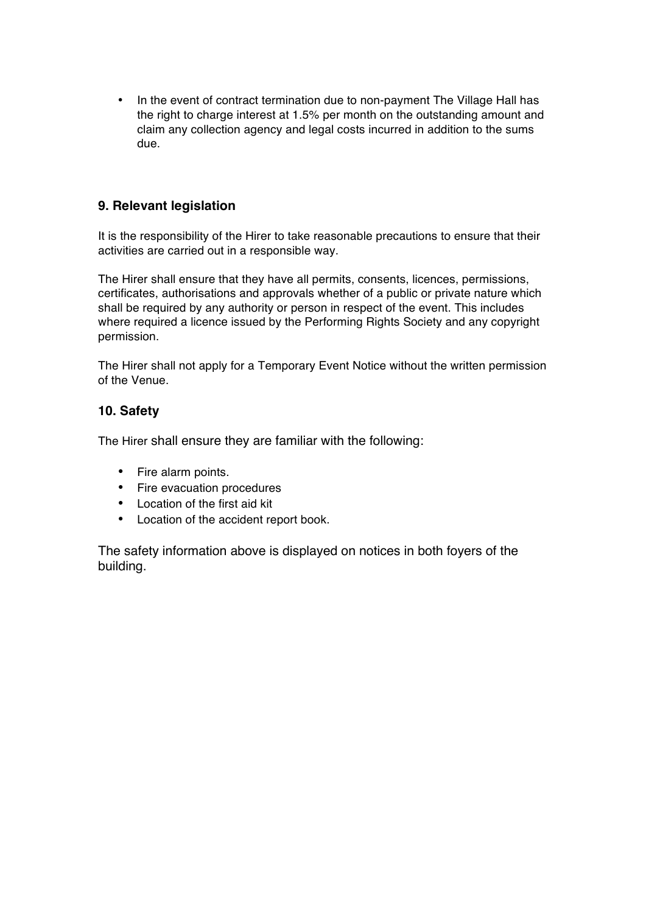- In the event of contract termination due to non-payment The Village Hall has the right to charge interest at 1.5% per month on the outstanding amount and claim any collection agency and legal costs incurred in addition to the sums due.

## 9. Relevant legislation

It is the responsibility of the Hirer to take reasonable precautions to ensure that their activities are carried out in a responsible way.

The Hirer shall ensure that they have all permits, consents, licences, permissions, certificates, authorisations and approvals whether of a public or private nature which shall be required by any authority or person in respect of the event. This includes where required a licence issued by the Performing Rights Society and any copyright permission.

The Hirer shall not apply for a Temporary Event Notice without the written permission of the Venue.

## 10. Safety

The Hirer shall ensure they are familiar with the following:

- Fire alarm points.
- Fire evacuation procedures
- Location of the first aid kit
- Location of the accident report book.

The safety information above is displayed on notices in both foyers of the building.